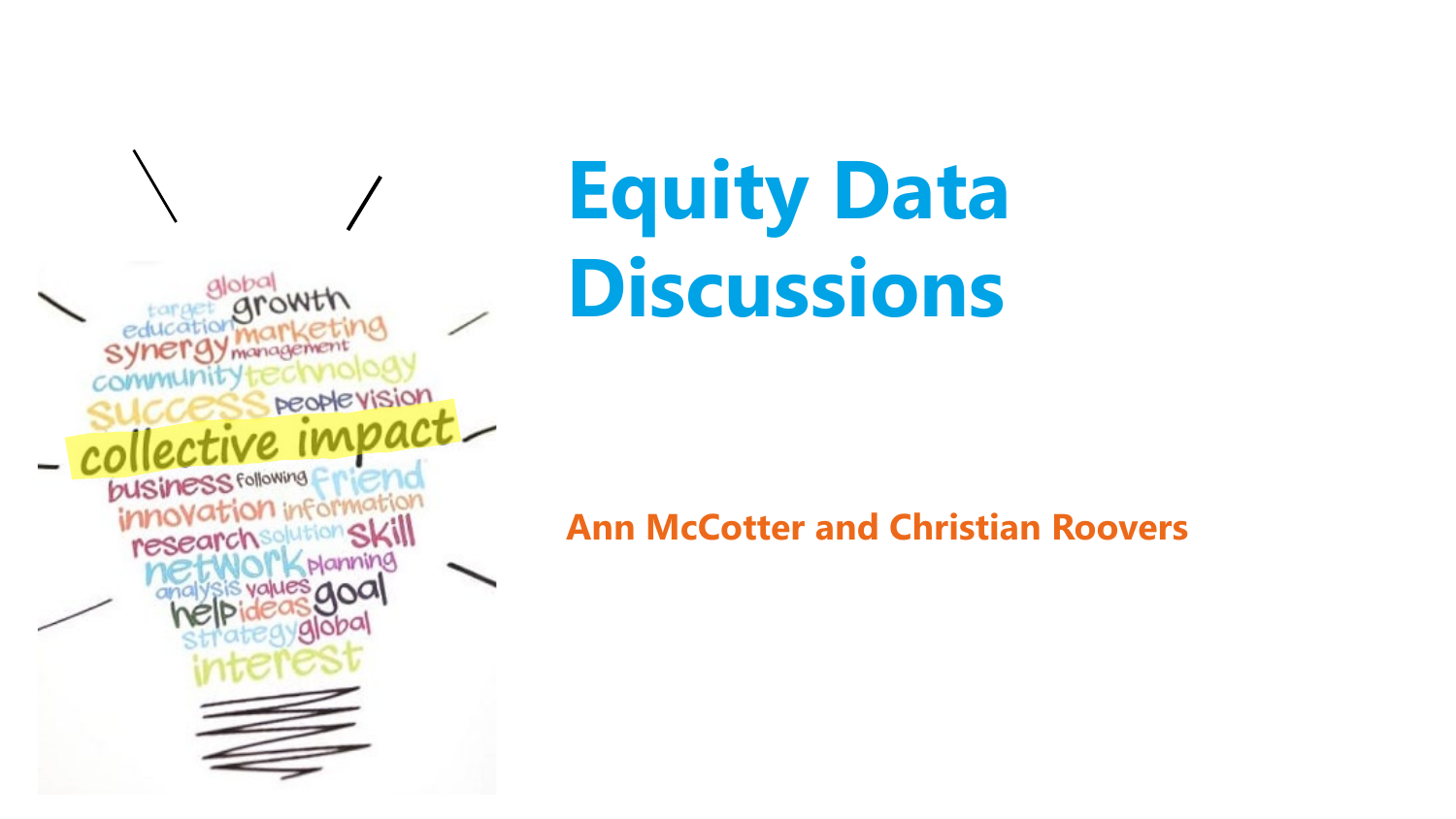# Equity Data Discussions

**Ann McCotter and Christian Roovers**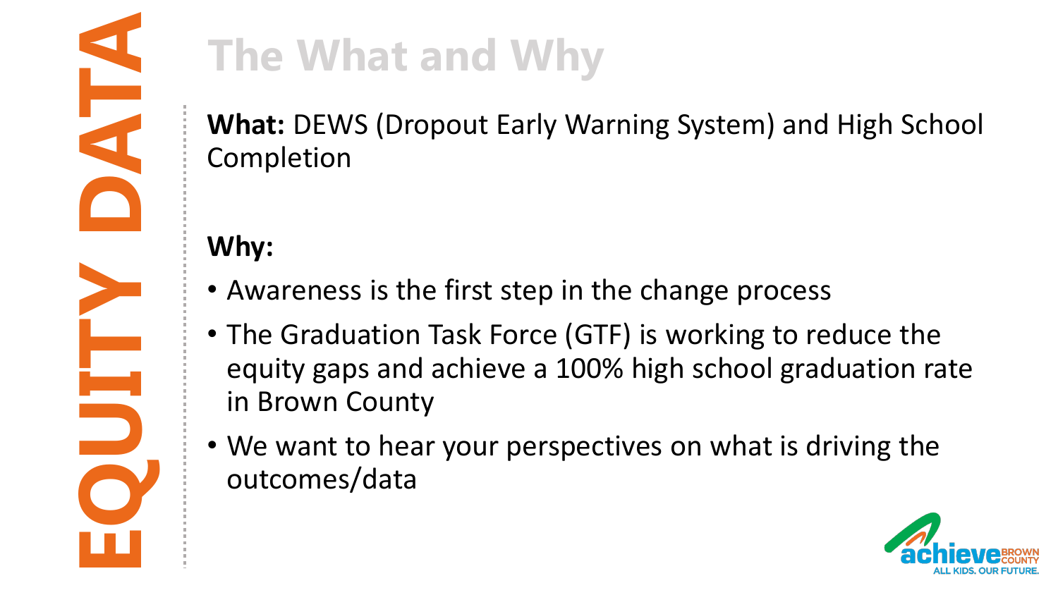EQUITY DATA

# The What and Why

**What:** DEWS (Dropout Early Warning System) and High School Completion

**Why:**

- Awareness is the first step in the change process
- The Graduation Task Force (GTF) is working to reduce the equity gaps and achieve a 100% high school graduation rate in Brown County
- We want to hear your perspectives on what is driving the outcomes/data

achieve BROWN COUNTY
ALL KIDS. OUR FUTURE.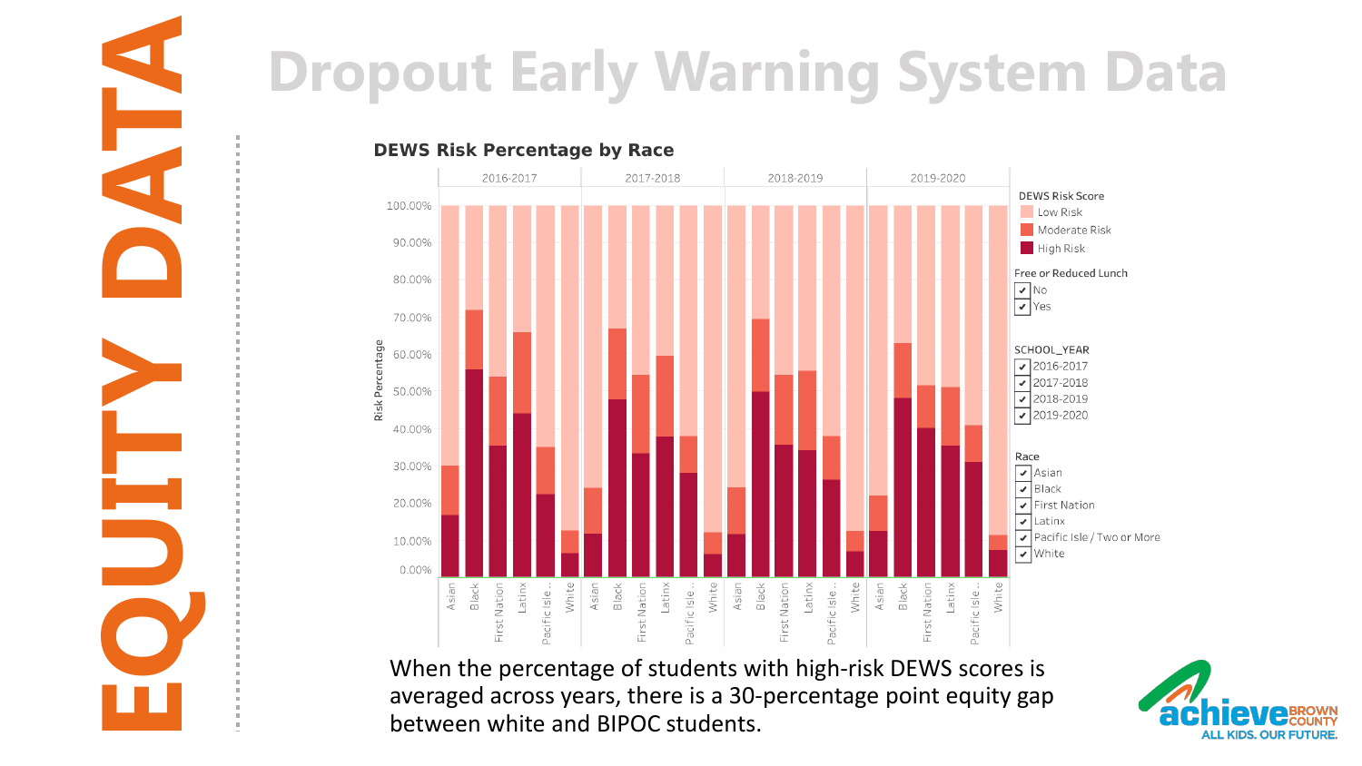# EQUITY DATA

## Dropout Early Warning System Data

**DEWS Risk Percentage by Race**

| | 2016-2017 | | | | | | 2017-2018 | | | | | | 2018-2019 | | | | | | 2019-2020 | | | | | |
|---|---|---|---|---|---|---|---|---|---|---|---|---|---|---|---|---|---|---|---|---|---|---|---|---|
| | Asian | Black | First Nation | Latinx | Pacific Isle.. | White | Asian | Black | First Nation | Latinx | Pacific Isle.. | White | Asian | Black | First Nation | Latinx | Pacific Isle.. | White | Asian | Black | First Nation | Latinx | Pacific Isle.. | White |

Risk Percentage: 0.00% – 100.00%

DEWS Risk Score
- Low Risk
- Moderate Risk
- High Risk

Free or Reduced Lunch
- No
- Yes

SCHOOL_YEAR
- 2016-2017
- 2017-2018
- 2018-2019
- 2019-2020

Race
- Asian
- Black
- First Nation
- Latinx
- Pacific Isle / Two or More
- White

When the percentage of students with high-risk DEWS scores is averaged across years, there is a 30-percentage point equity gap between white and BIPOC students.

achieve BROWN COUNTY — ALL KIDS. OUR FUTURE.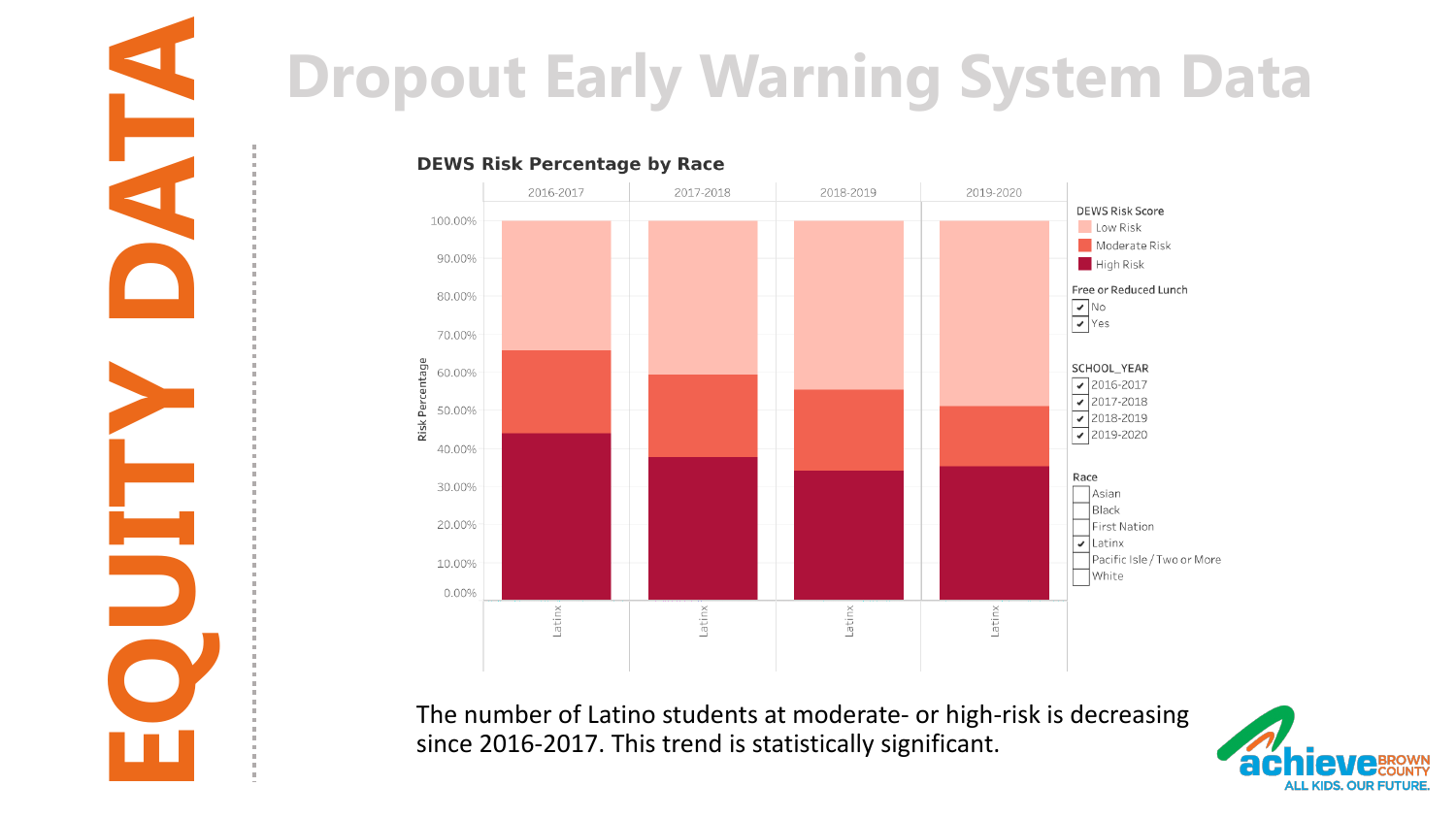# EQUITY DATA

## Dropout Early Warning System Data

### DEWS Risk Percentage by Race

| Risk Percentage | 2016-2017 | 2017-2018 | 2018-2019 | 2019-2020 |
|---|---|---|---|---|
| Race | Latinx | Latinx | Latinx | Latinx |

DEWS Risk Score
- Low Risk
- Moderate Risk
- High Risk

Free or Reduced Lunch
- ✔ No
- ✔ Yes

SCHOOL_YEAR
- ✔ 2016-2017
- ✔ 2017-2018
- ✔ 2018-2019
- ✔ 2019-2020

Race
- Asian
- Black
- First Nation
- ✔ Latinx
- Pacific Isle / Two or More
- White

The number of Latino students at moderate- or high-risk is decreasing since 2016-2017. This trend is statistically significant.

achieve BROWN COUNTY — ALL KIDS. OUR FUTURE.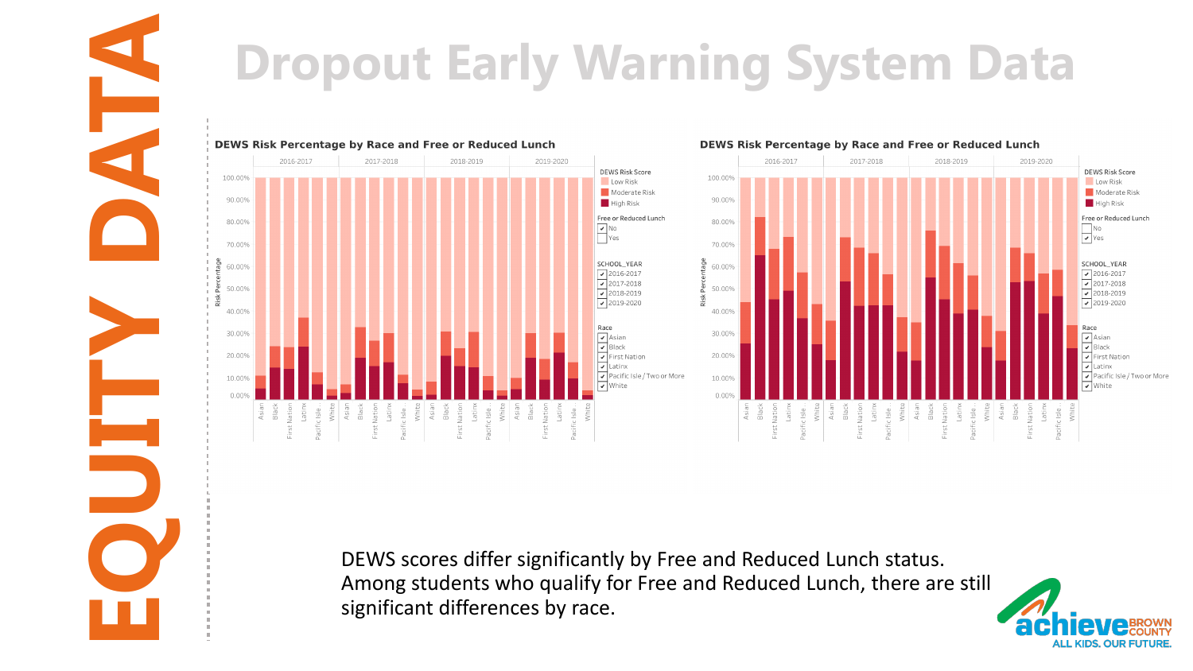# EQUITY DATA

# Dropout Early Warning System Data

**DEWS Risk Percentage by Race and Free or Reduced Lunch**

DEWS Risk Score: Low Risk, Moderate Risk, High Risk

Free or Reduced Lunch: No

SCHOOL_YEAR: 2016-2017, 2017-2018, 2018-2019, 2019-2020

Race: Asian, Black, First Nation, Latinx, Pacific Isle / Two or More, White

**DEWS Risk Percentage by Race and Free or Reduced Lunch**

DEWS Risk Score: Low Risk, Moderate Risk, High Risk

Free or Reduced Lunch: Yes

SCHOOL_YEAR: 2016-2017, 2017-2018, 2018-2019, 2019-2020

Race: Asian, Black, First Nation, Latinx, Pacific Isle / Two or More, White

DEWS scores differ significantly by Free and Reduced Lunch status. Among students who qualify for Free and Reduced Lunch, there are still significant differences by race.

achieve BROWN COUNTY — ALL KIDS. OUR FUTURE.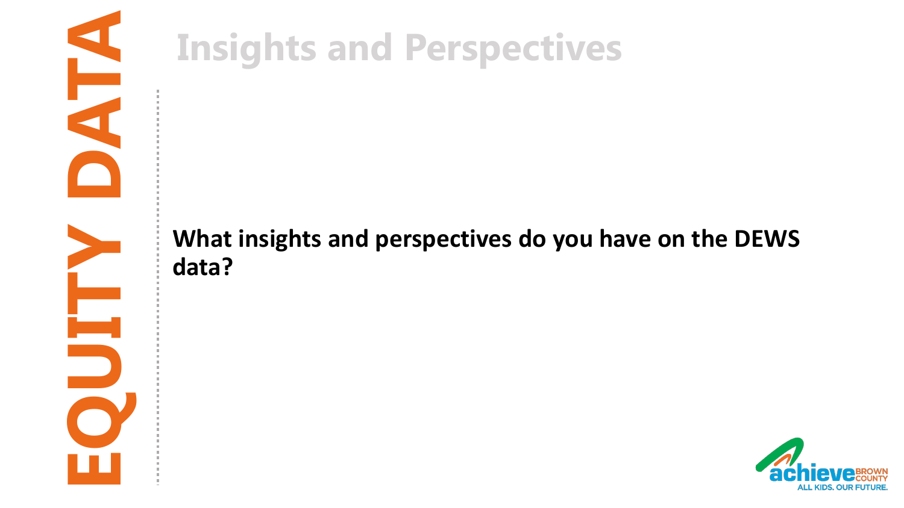# Insights and Perspectives

**What insights and perspectives do you have on the DEWS data?**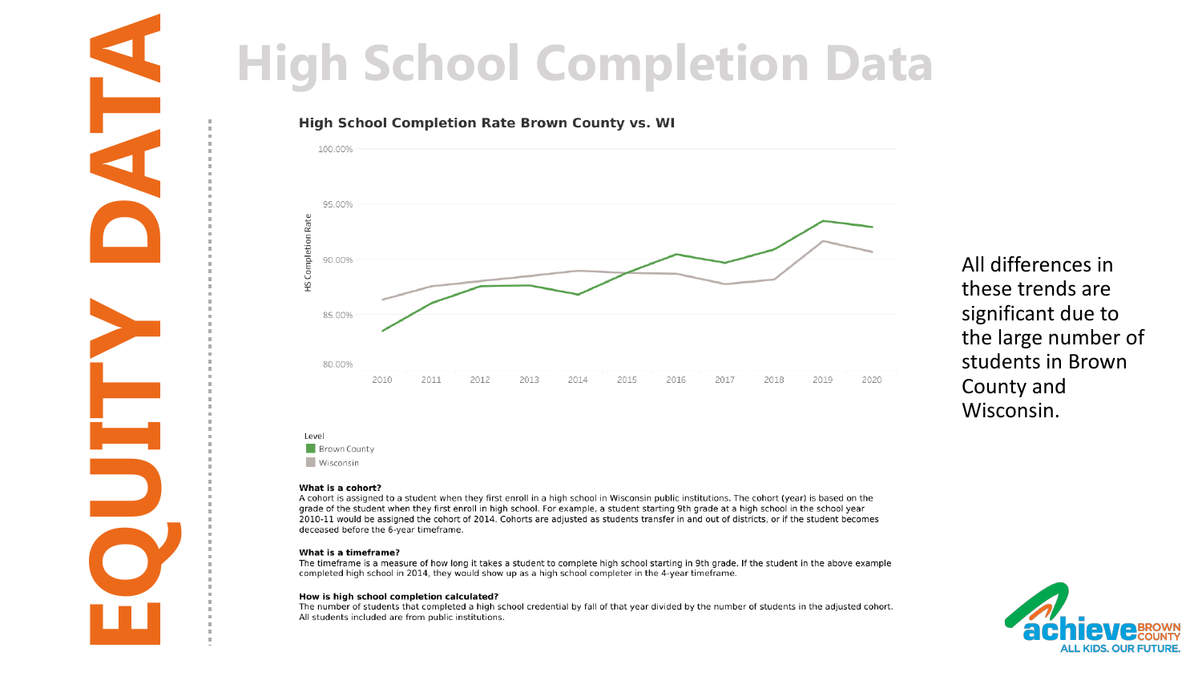# High School Completion Data

**High School Completion Rate Brown County vs. WI**

HS Completion Rate

100.00%
95.00%
90.00%
85.00%
80.00%

2010 2011 2012 2013 2014 2015 2016 2017 2018 2019 2020

Level
- Brown County
- Wisconsin

All differences in these trends are significant due to the large number of students in Brown County and Wisconsin.

**What is a cohort?**
A cohort is assigned to a student when they first enroll in a high school in Wisconsin public institutions. The cohort (year) is based on the grade of the student when they first enroll in high school. For example, a student starting 9th grade at a high school in the school year 2010-11 would be assigned the cohort of 2014. Cohorts are adjusted as students transfer in and out of districts, or if the student becomes deceased before the 6-year timeframe.

**What is a timeframe?**
The timeframe is a measure of how long it takes a student to complete high school starting in 9th grade. If the student in the above example completed high school in 2014, they would show up as a high school completer in the 4-year timeframe.

**How is high school completion calculated?**
The number of students that completed a high school credential by fall of that year divided by the number of students in the adjusted cohort. All students included are from public institutions.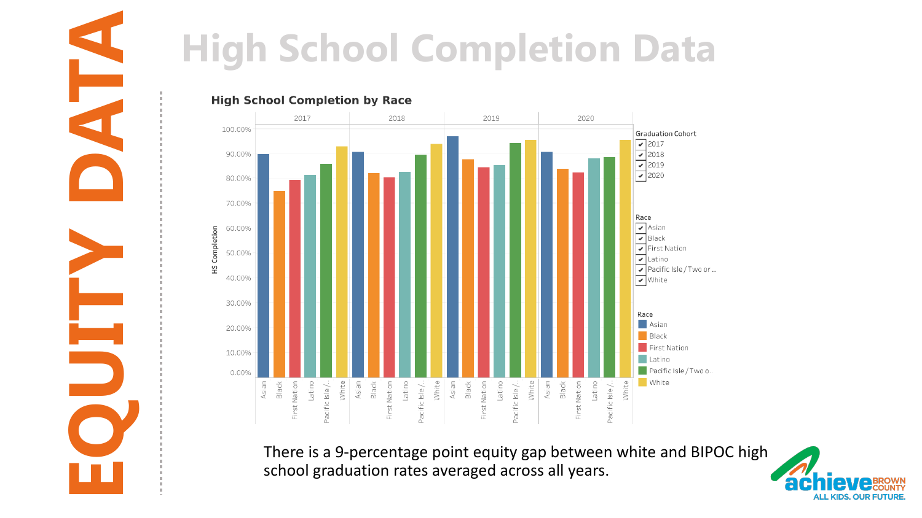# EQUITY DATA

## High School Completion Data

### High School Completion by Race

There is a 9-percentage point equity gap between white and BIPOC high school graduation rates averaged across all years.

achieve BROWN COUNTY — ALL KIDS. OUR FUTURE.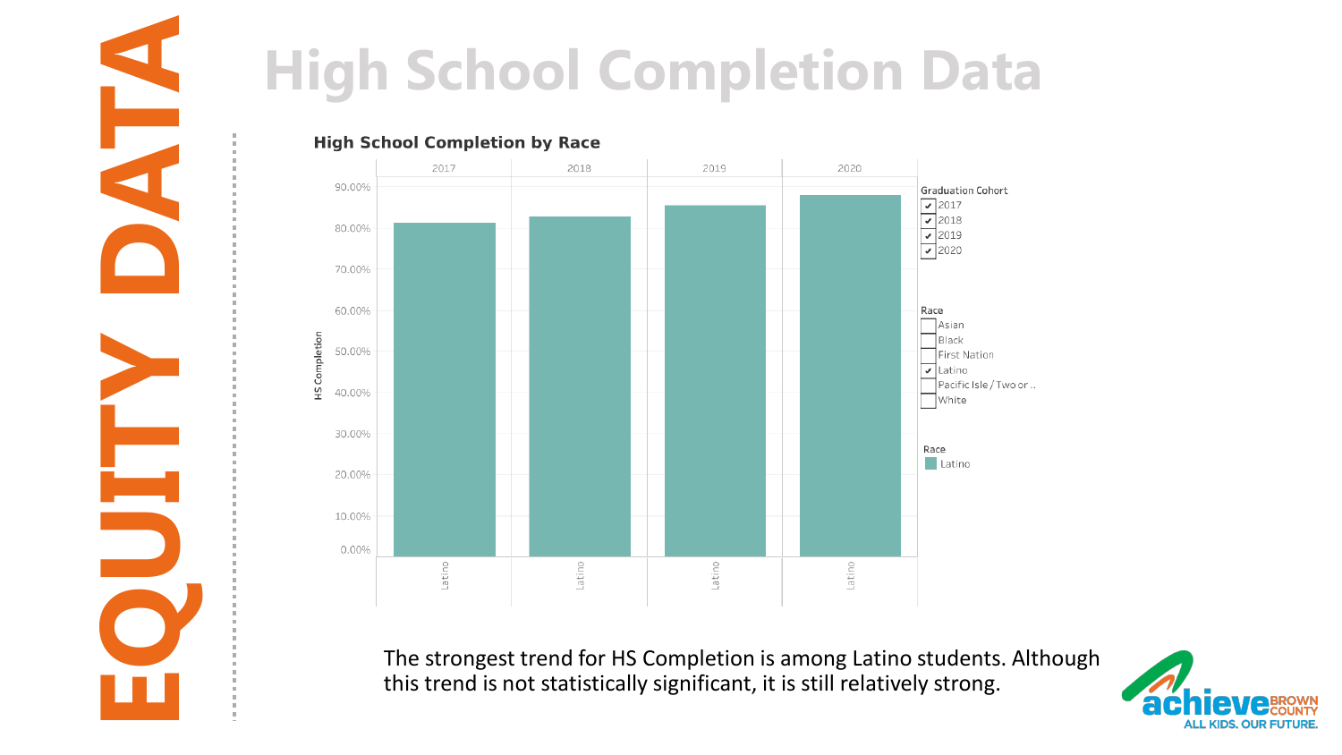EQUITY DATA

# High School Completion Data

## High School Completion by Race

| Graduation Cohort | Race | HS Completion |
|---|---|---|
| 2017 | Latino | ~81% |
| 2018 | Latino | ~83% |
| 2019 | Latino | ~85% |
| 2020 | Latino | ~88% |

Graduation Cohort: ✔ 2017, ✔ 2018, ✔ 2019, ✔ 2020

Race: ☐ Asian, ☐ Black, ☐ First Nation, ✔ Latino, ☐ Pacific Isle / Two or .., ☐ White

The strongest trend for HS Completion is among Latino students. Although this trend is not statistically significant, it is still relatively strong.

achieve BROWN COUNTY — ALL KIDS. OUR FUTURE.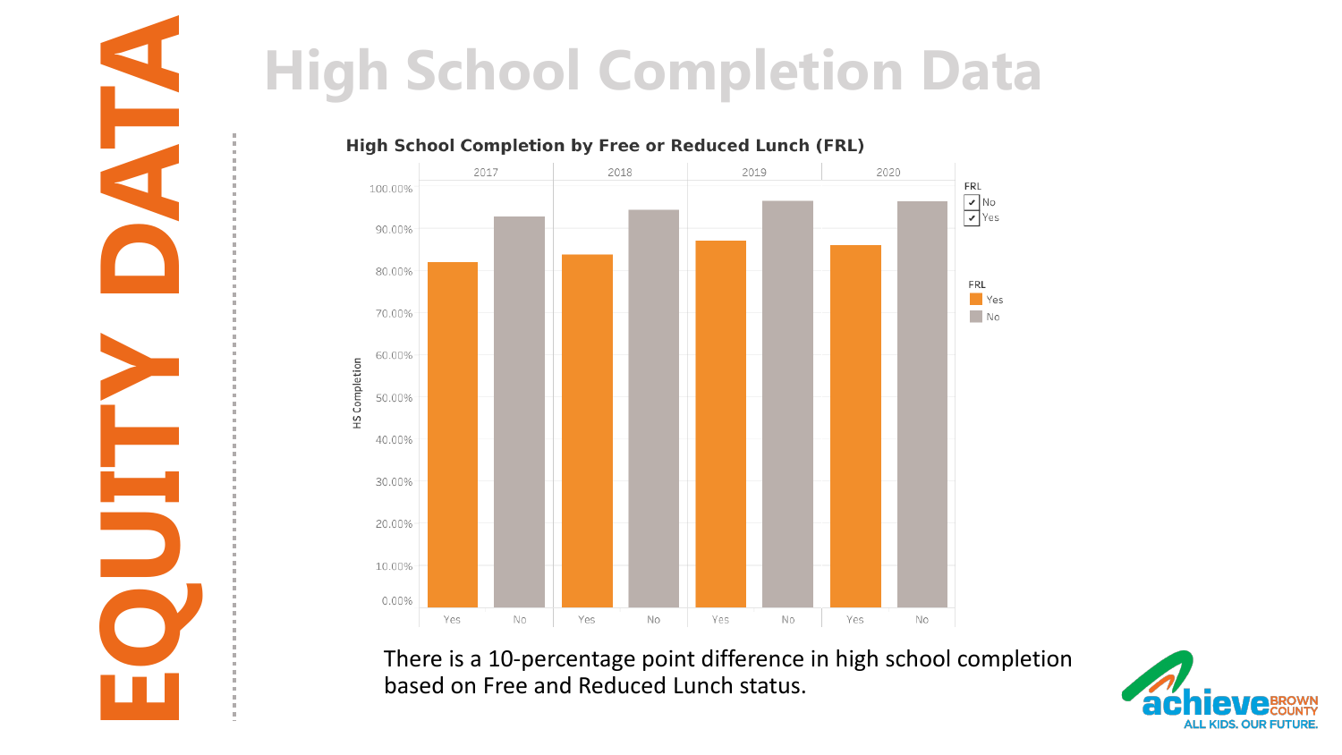EQUITY DATA

# High School Completion Data

**High School Completion by Free or Reduced Lunch (FRL)**

There is a 10-percentage point difference in high school completion based on Free and Reduced Lunch status.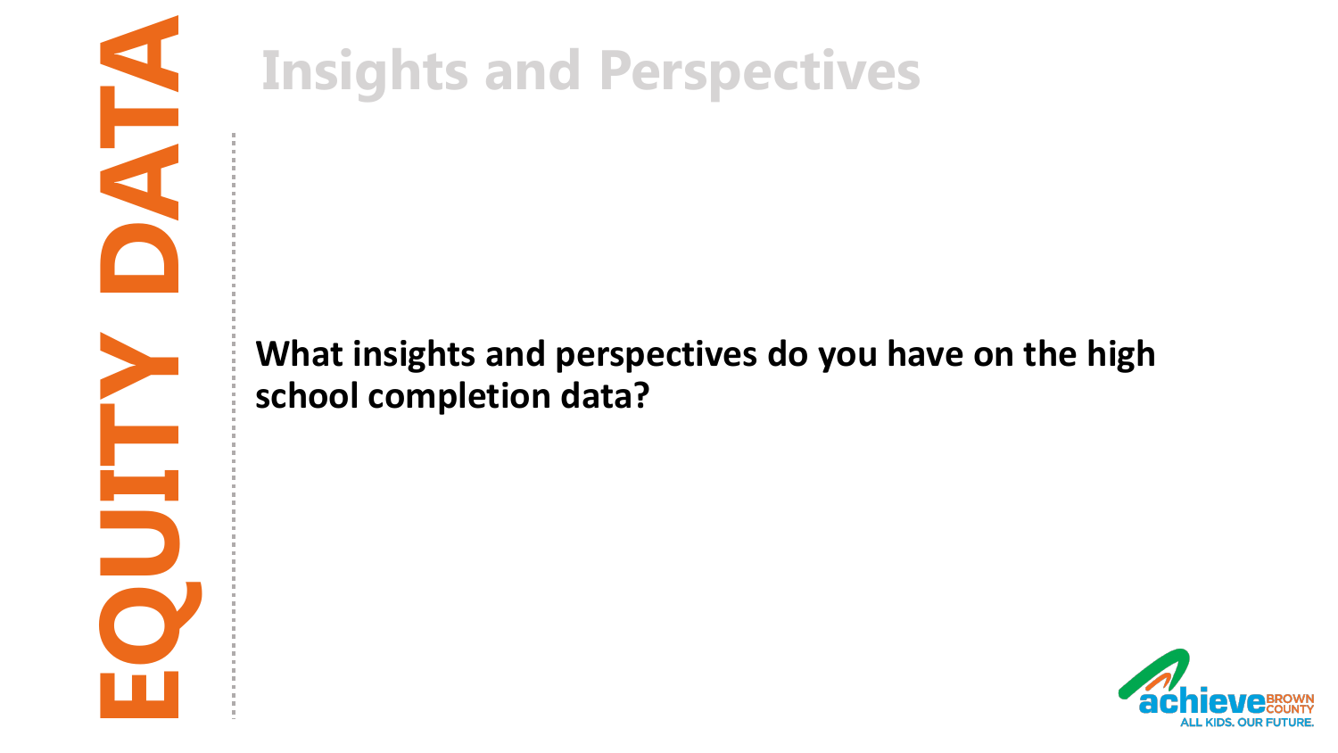EQUITY DATA

# Insights and Perspectives

**What insights and perspectives do you have on the high school completion data?**

achieve BROWN COUNTY
ALL KIDS. OUR FUTURE.